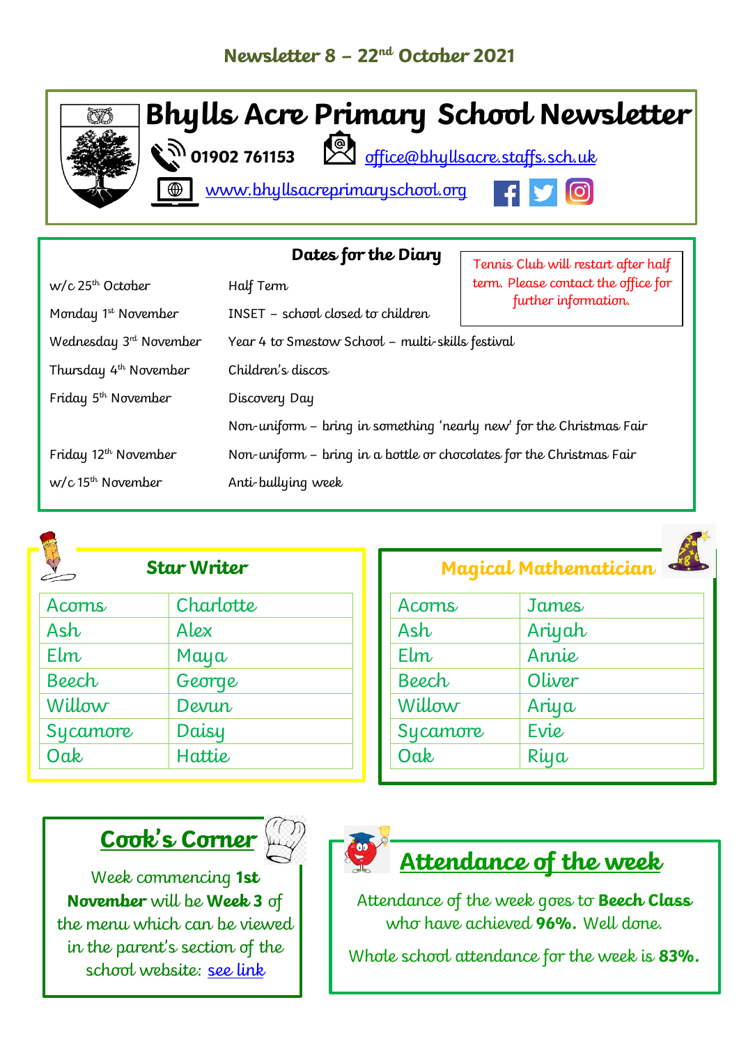Newsletter 8 – 22nd October 2021

# Bhylls Acre Primary School Newsletter

01902 761153 office@bhyllsacre.staffs.sch.uk

www.bhyllsacreprimaryschool.org

## Dates for the Diary

| | |
|---|---|
| w/c 25th October | Half Term |
| Monday 1st November | INSET – school closed to children |
| Wednesday 3rd November | Year 4 to Smestow School – multi-skills festival |
| Thursday 4th November | Children's discos |
| Friday 5th November | Discovery Day |
| | Non-uniform – bring in something 'nearly new' for the Christmas Fair |
| Friday 12th November | Non-uniform – bring in a bottle or chocolates for the Christmas Fair |
| w/c 15th November | Anti-bullying week |

Tennis Club will restart after half term. Please contact the office for further information.

## Star Writer

| | |
|---|---|
| Acorns | Charlotte |
| Ash | Alex |
| Elm | Maya |
| Beech | George |
| Willow | Devun |
| Sycamore | Daisy |
| Oak | Hattie |

## Magical Mathematician

| | |
|---|---|
| Acorns | James |
| Ash | Ariyah |
| Elm | Annie |
| Beech | Oliver |
| Willow | Ariya |
| Sycamore | Evie |
| Oak | Riya |

## Cook's Corner

Week commencing **1st November** will be **Week 3** of the menu which can be viewed in the parent's section of the school website: see link

## Attendance of the week

Attendance of the week goes to **Beech Class** who have achieved **96%.** Well done.

Whole school attendance for the week is **83%.**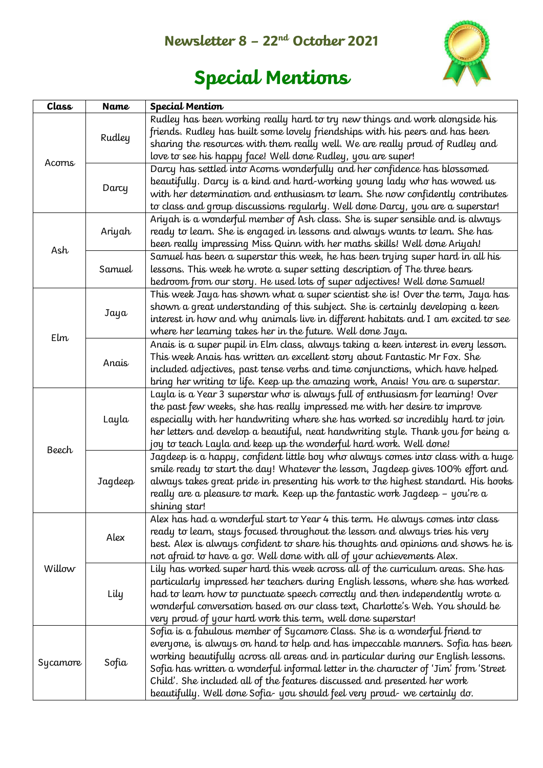## Newsletter 8 – 22nd October 2021

# Special Mentions

| Class | Name | Special Mention |
|---|---|---|
| Acorns | Rudley | Rudley has been working really hard to try new things and work alongside his friends. Rudley has built some lovely friendships with his peers and has been sharing the resources with them really well. We are really proud of Rudley and love to see his happy face! Well done Rudley, you are super! |
| | Darcy | Darcy has settled into Acorns wonderfully and her confidence has blossomed beautifully. Darcy is a kind and hard-working young lady who has wowed us with her determination and enthusiasm to learn. She now confidently contributes to class and group discussions regularly. Well done Darcy, you are a superstar! |
| Ash | Ariyah | Ariyah is a wonderful member of Ash class. She is super sensible and is always ready to learn. She is engaged in lessons and always wants to learn. She has been really impressing Miss Quinn with her maths skills! Well done Ariyah! |
| | Samuel | Samuel has been a superstar this week, he has been trying super hard in all his lessons. This week he wrote a super setting description of The three bears bedroom from our story. He used lots of super adjectives! Well done Samuel! |
| Elm | Jaya | This week Jaya has shown what a super scientist she is! Over the term, Jaya has shown a great understanding of this subject. She is certainly developing a keen interest in how and why animals live in different habitats and I am excited to see where her learning takes her in the future. Well done Jaya. |
| | Anais | Anais is a super pupil in Elm class, always taking a keen interest in every lesson. This week Anais has written an excellent story about Fantastic Mr Fox. She included adjectives, past tense verbs and time conjunctions, which have helped bring her writing to life. Keep up the amazing work, Anais! You are a superstar. |
| Beech | Layla | Layla is a Year 3 superstar who is always full of enthusiasm for learning! Over the past few weeks, she has really impressed me with her desire to improve especially with her handwriting where she has worked so incredibly hard to join her letters and develop a beautiful, neat handwriting style. Thank you for being a joy to teach Layla and keep up the wonderful hard work. Well done! |
| | Jagdeep | Jagdeep is a happy, confident little boy who always comes into class with a huge smile ready to start the day! Whatever the lesson, Jagdeep gives 100% effort and always takes great pride in presenting his work to the highest standard. His books really are a pleasure to mark. Keep up the fantastic work Jagdeep – you're a shining star! |
| Willow | Alex | Alex has had a wonderful start to Year 4 this term. He always comes into class ready to learn, stays focused throughout the lesson and always tries his very best. Alex is always confident to share his thoughts and opinions and shows he is not afraid to have a go. Well done with all of your achievements Alex. |
| | Lily | Lily has worked super hard this week across all of the curriculum areas. She has particularly impressed her teachers during English lessons, where she has worked had to learn how to punctuate speech correctly and then independently wrote a wonderful conversation based on our class text, Charlotte's Web. You should be very proud of your hard work this term, well done superstar! |
| Sycamore | Sofia | Sofia is a fabulous member of Sycamore Class. She is a wonderful friend to everyone, is always on hand to help and has impeccable manners. Sofia has been working beautifully across all areas and in particular during our English lessons. Sofia has written a wonderful informal letter in the character of 'Jim' from 'Street Child'. She included all of the features discussed and presented her work beautifully. Well done Sofia- you should feel very proud- we certainly do. |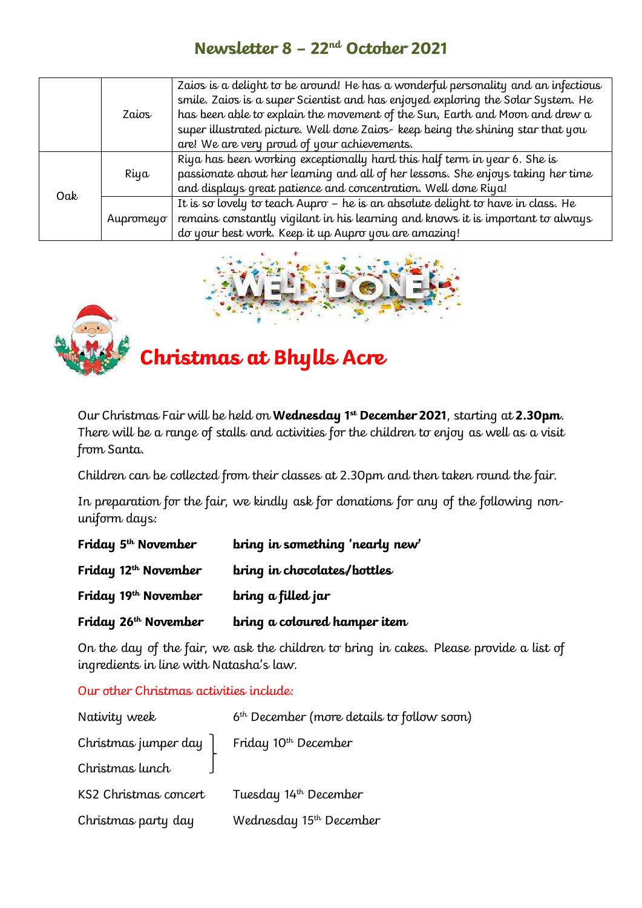# Newsletter 8 – 22nd October 2021

| | | |
|---|---|---|
| | Zaios | Zaios is a delight to be around! He has a wonderful personality and an infectious smile. Zaios is a super Scientist and has enjoyed exploring the Solar System. He has been able to explain the movement of the Sun, Earth and Moon and drew a super illustrated picture. Well done Zaios- keep being the shining star that you are! We are very proud of your achievements. |
| Oak | Riya | Riya has been working exceptionally hard this half term in year 6. She is passionate about her learning and all of her lessons. She enjoys taking her time and displays great patience and concentration. Well done Riya! |
| | Aupromeyo | It is so lovely to teach Aupro – he is an absolute delight to have in class. He remains constantly vigilant in his learning and knows it is important to always do your best work. Keep it up Aupro you are amazing! |

WELL DONE!

## Christmas at Bhylls Acre

Our Christmas Fair will be held on **Wednesday 1st December 2021**, starting at **2.30pm**. There will be a range of stalls and activities for the children to enjoy as well as a visit from Santa.

Children can be collected from their classes at 2.30pm and then taken round the fair.

In preparation for the fair, we kindly ask for donations for any of the following non-uniform days:

| | |
|---|---|
| **Friday 5th November** | **bring in something 'nearly new'** |
| **Friday 12th November** | **bring in chocolates/bottles** |
| **Friday 19th November** | **bring a filled jar** |
| **Friday 26th November** | **bring a coloured hamper item** |

On the day of the fair, we ask the children to bring in cakes. Please provide a list of ingredients in line with Natasha's law.

Our other Christmas activities include:

| | |
|---|---|
| Nativity week | 6th December (more details to follow soon) |
| Christmas jumper day<br>Christmas lunch | Friday 10th December |
| KS2 Christmas concert | Tuesday 14th December |
| Christmas party day | Wednesday 15th December |